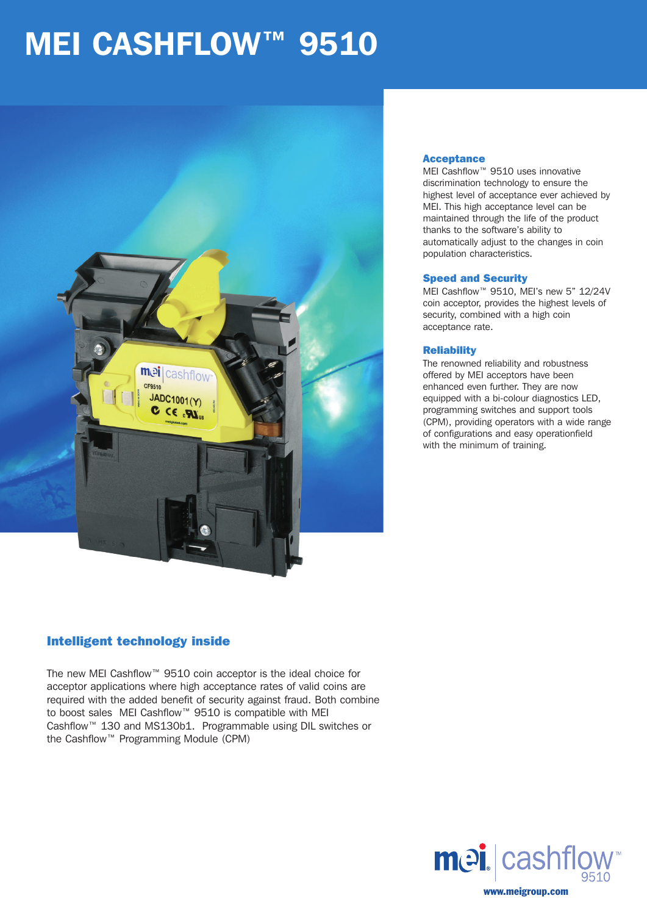# MEI CASHFLOW™ 9510

### Acceptance

MEI Cashflow™ 9510 uses innovative discrimination technology to ensure the highest level of acceptance ever achieved by MEI. This high acceptance level can be maintained through the life of the product thanks to the software's ability to automatically adjust to the changes in coin population characteristics.

### Speed and Security

MEI Cashflow™ 9510, MEI's new 5" 12/24V coin acceptor, provides the highest levels of security, combined with a high coin acceptance rate.

### Reliability

The renowned reliability and robustness offered by MEI acceptors have been enhanced even further. They are now equipped with a bi-colour diagnostics LED, programming switches and support tools (CPM), providing operators with a wide range of configurations and easy operationfield with the minimum of training.

## Intelligent technology inside

The new MEI Cashflow™ 9510 coin acceptor is the ideal choice for acceptor applications where high acceptance rates of valid coins are required with the added benefit of security against fraud. Both combine to boost sales MEI Cashflow™ 9510 is compatible with MEI Cashflow™ 130 and MS130b1. Programmable using DIL switches or the Cashflow™ Programming Module (CPM)

mei cashflow™ 9510

www.meigroup.com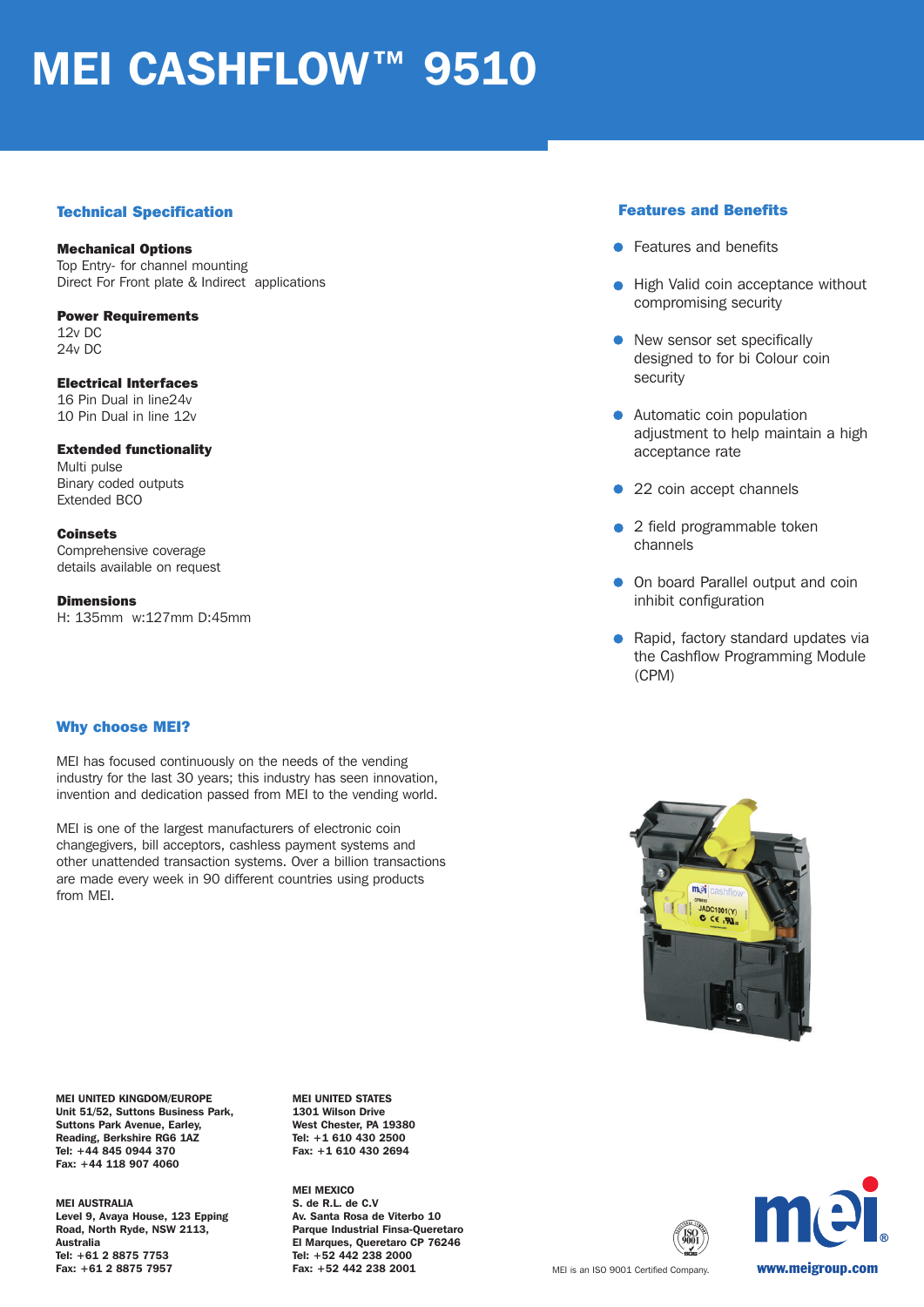# MEI CASHFLOW™ 9510

## Technical Specification

**Mechanical Options**
Top Entry- for channel mounting
Direct For Front plate & Indirect applications

**Power Requirements**
12v DC
24v DC

**Electrical Interfaces**
16 Pin Dual in line24v
10 Pin Dual in line 12v

**Extended functionality**
Multi pulse
Binary coded outputs
Extended BCO

**Coinsets**
Comprehensive coverage
details available on request

**Dimensions**
H: 135mm w:127mm D:45mm

## Features and Benefits

- Features and benefits
- High Valid coin acceptance without compromising security
- New sensor set specifically designed to for bi Colour coin security
- Automatic coin population adjustment to help maintain a high acceptance rate
- 22 coin accept channels
- 2 field programmable token channels
- On board Parallel output and coin inhibit configuration
- Rapid, factory standard updates via the Cashflow Programming Module (CPM)

## Why choose MEI?

MEI has focused continuously on the needs of the vending industry for the last 30 years; this industry has seen innovation, invention and dedication passed from MEI to the vending world.

MEI is one of the largest manufacturers of electronic coin changegivers, bill acceptors, cashless payment systems and other unattended transaction systems. Over a billion transactions are made every week in 90 different countries using products from MEI.

**MEI UNITED KINGDOM/EUROPE**
**Unit 51/52, Suttons Business Park,**
**Suttons Park Avenue, Earley,**
**Reading, Berkshire RG6 1AZ**
**Tel: +44 845 0944 370**
**Fax: +44 118 907 4060**

**MEI UNITED STATES**
**1301 Wilson Drive**
**West Chester, PA 19380**
**Tel: +1 610 430 2500**
**Fax: +1 610 430 2694**

**MEI AUSTRALIA**
**Level 9, Avaya House, 123 Epping**
**Road, North Ryde, NSW 2113,**
**Australia**
**Tel: +61 2 8875 7753**
**Fax: +61 2 8875 7957**

**MEI MEXICO**
**S. de R.L. de C.V**
**Av. Santa Rosa de Viterbo 10**
**Parque Industrial Finsa-Queretaro**
**El Marques, Queretaro CP 76246**
**Tel: +52 442 238 2000**
**Fax: +52 442 238 2001**

MEI is an ISO 9001 Certified Company.

**www.meigroup.com**